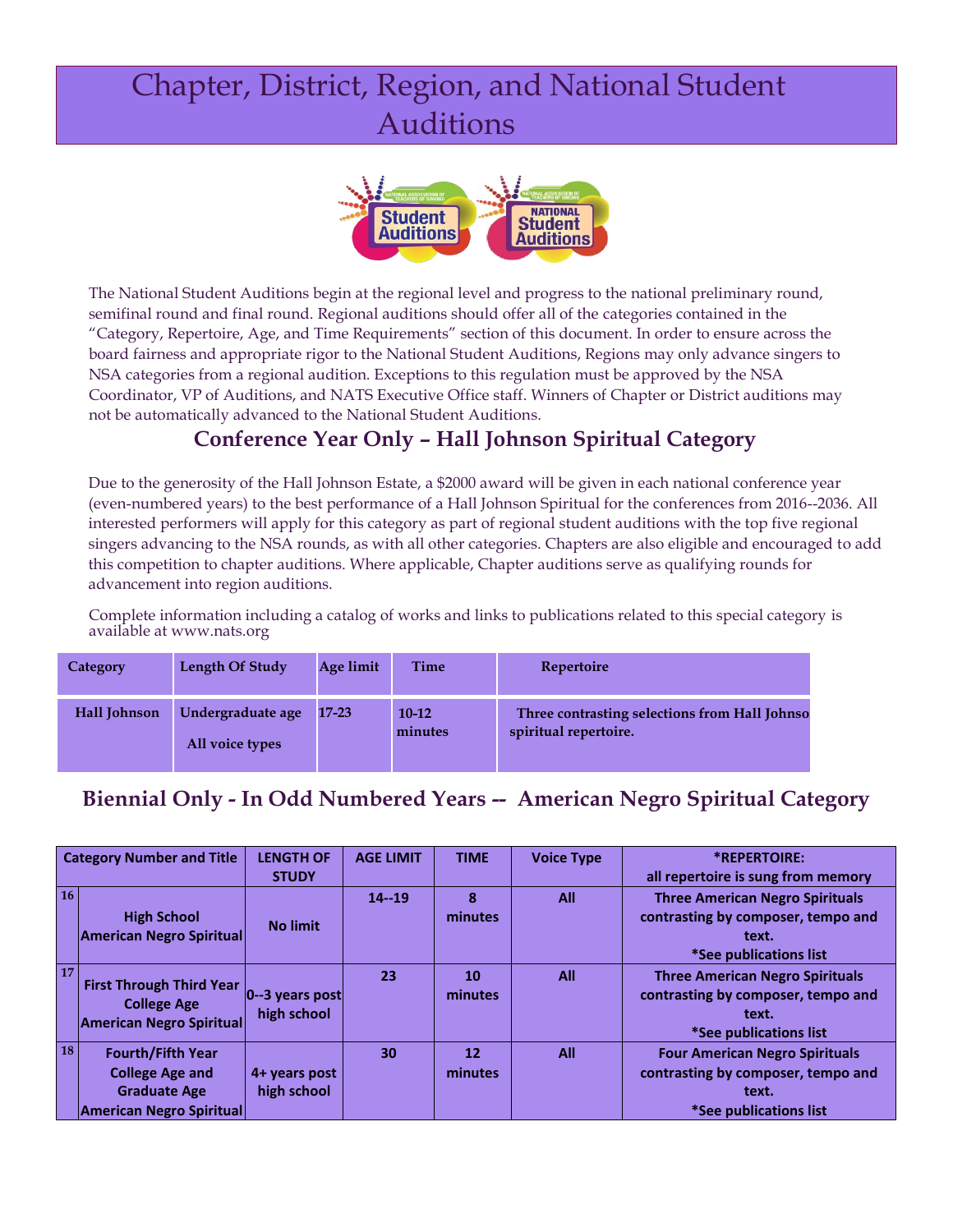# Chapter, District, Region, and National Student Auditions

The National Student Auditions begin at the regional level and progress to the national preliminary round, semifinal round and final round. Regional auditions should offer all of the categories contained in the "Category, Repertoire, Age, and Time Requirements" section of this document. In order to ensure across the board fairness and appropriate rigor to the National Student Auditions, Regions may only advance singers to NSA categories from a regional audition. Exceptions to this regulation must be approved by the NSA Coordinator, VP of Auditions, and NATS Executive Office staff. Winners of Chapter or District auditions may not be automatically advanced to the National Student Auditions.

## Conference Year Only – Hall Johnson Spiritual Category

Due to the generosity of the Hall Johnson Estate, a $2000 award will be given in each national conference year (even-numbered years) to the best performance of a Hall Johnson Spiritual for the conferences from 2016--2036. All interested performers will apply for this category as part of regional student auditions with the top five regional singers advancing to the NSA rounds, as with all other categories. Chapters are also eligible and encouraged to add this competition to chapter auditions. Where applicable, Chapter auditions serve as qualifying rounds for advancement into region auditions.

Complete information including a catalog of works and links to publications related to this special category is available at www.nats.org

| Category | Length Of Study | Age limit | Time | Repertoire |
|---|---|---|---|---|
| **Hall Johnson** | **Undergraduate age**<br>**All voice types** | **17-23** | **10-12 minutes** | **Three contrasting selections from Hall Johnson spiritual repertoire.** |

## Biennial Only - In Odd Numbered Years -- American Negro Spiritual Category

| Category Number and Title | LENGTH OF STUDY | AGE LIMIT | TIME | Voice Type | *REPERTOIRE: all repertoire is sung from memory |
|---|---|---|---|---|---|
| 16 **High School American Negro Spiritual** | **No limit** | **14--19** | **8 minutes** | **All** | **Three American Negro Spirituals contrasting by composer, tempo and text. *See publications list** |
| 17 **First Through Third Year College Age American Negro Spiritual** | **0--3 years post high school** | **23** | **10 minutes** | **All** | **Three American Negro Spirituals contrasting by composer, tempo and text. *See publications list** |
| 18 **Fourth/Fifth Year College Age and Graduate Age American Negro Spiritual** | **4+ years post high school** | **30** | **12 minutes** | **All** | **Four American Negro Spirituals contrasting by composer, tempo and text. *See publications list** |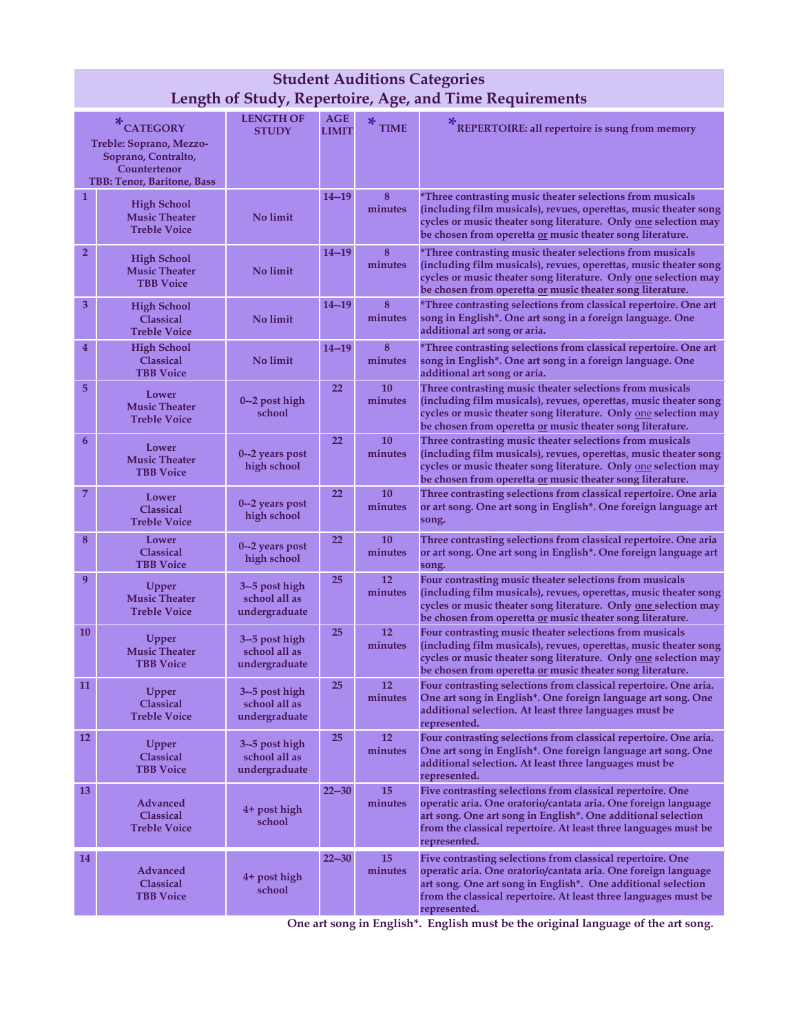# Student Auditions Categories
## Length of Study, Repertoire, Age, and Time Requirements

| | *CATEGORY<br>Treble: Soprano, Mezzo-Soprano, Contralto, Countertenor<br>TBB: Tenor, Baritone, Bass | LENGTH OF STUDY | AGE LIMIT | * TIME | *REPERTOIRE: all repertoire is sung from memory |
|---|---|---|---|---|---|
| 1 | High School Music Theater Treble Voice | No limit | 14--19 | 8 minutes | *Three contrasting music theater selections from musicals (including film musicals), revues, operettas, music theater song cycles or music theater song literature. Only one selection may be chosen from operetta or music theater song literature. |
| 2 | High School Music Theater TBB Voice | No limit | 14--19 | 8 minutes | *Three contrasting music theater selections from musicals (including film musicals), revues, operettas, music theater song cycles or music theater song literature. Only one selection may be chosen from operetta or music theater song literature. |
| 3 | High School Classical Treble Voice | No limit | 14--19 | 8 minutes | *Three contrasting selections from classical repertoire. One art song in English*. One art song in a foreign language. One additional art song or aria. |
| 4 | High School Classical TBB Voice | No limit | 14--19 | 8 minutes | *Three contrasting selections from classical repertoire. One art song in English*. One art song in a foreign language. One additional art song or aria. |
| 5 | Lower Music Theater Treble Voice | 0--2 post high school | 22 | 10 minutes | Three contrasting music theater selections from musicals (including film musicals), revues, operettas, music theater song cycles or music theater song literature. Only one selection may be chosen from operetta or music theater song literature. |
| 6 | Lower Music Theater TBB Voice | 0--2 years post high school | 22 | 10 minutes | Three contrasting music theater selections from musicals (including film musicals), revues, operettas, music theater song cycles or music theater song literature. Only one selection may be chosen from operetta or music theater song literature. |
| 7 | Lower Classical Treble Voice | 0--2 years post high school | 22 | 10 minutes | Three contrasting selections from classical repertoire. One aria or art song. One art song in English*. One foreign language art song. |
| 8 | Lower Classical TBB Voice | 0--2 years post high school | 22 | 10 minutes | Three contrasting selections from classical repertoire. One aria or art song. One art song in English*. One foreign language art song. |
| 9 | Upper Music Theater Treble Voice | 3--5 post high school all as undergraduate | 25 | 12 minutes | Four contrasting music theater selections from musicals (including film musicals), revues, operettas, music theater song cycles or music theater song literature. Only one selection may be chosen from operetta or music theater song literature. |
| 10 | Upper Music Theater TBB Voice | 3--5 post high school all as undergraduate | 25 | 12 minutes | Four contrasting music theater selections from musicals (including film musicals), revues, operettas, music theater song cycles or music theater song literature. Only one selection may be chosen from operetta or music theater song literature. |
| 11 | Upper Classical Treble Voice | 3--5 post high school all as undergraduate | 25 | 12 minutes | Four contrasting selections from classical repertoire. One aria. One art song in English*. One foreign language art song. One additional selection. At least three languages must be represented. |
| 12 | Upper Classical TBB Voice | 3--5 post high school all as undergraduate | 25 | 12 minutes | Four contrasting selections from classical repertoire. One aria. One art song in English*. One foreign language art song. One additional selection. At least three languages must be represented. |
| 13 | Advanced Classical Treble Voice | 4+ post high school | 22--30 | 15 minutes | Five contrasting selections from classical repertoire. One operatic aria. One oratorio/cantata aria. One foreign language art song. One art song in English*. One additional selection from the classical repertoire. At least three languages must be represented. |
| 14 | Advanced Classical TBB Voice | 4+ post high school | 22--30 | 15 minutes | Five contrasting selections from classical repertoire. One operatic aria. One oratorio/cantata aria. One foreign language art song. One art song in English*. One additional selection from the classical repertoire. At least three languages must be represented. |

**One art song in English*. English must be the original language of the art song.**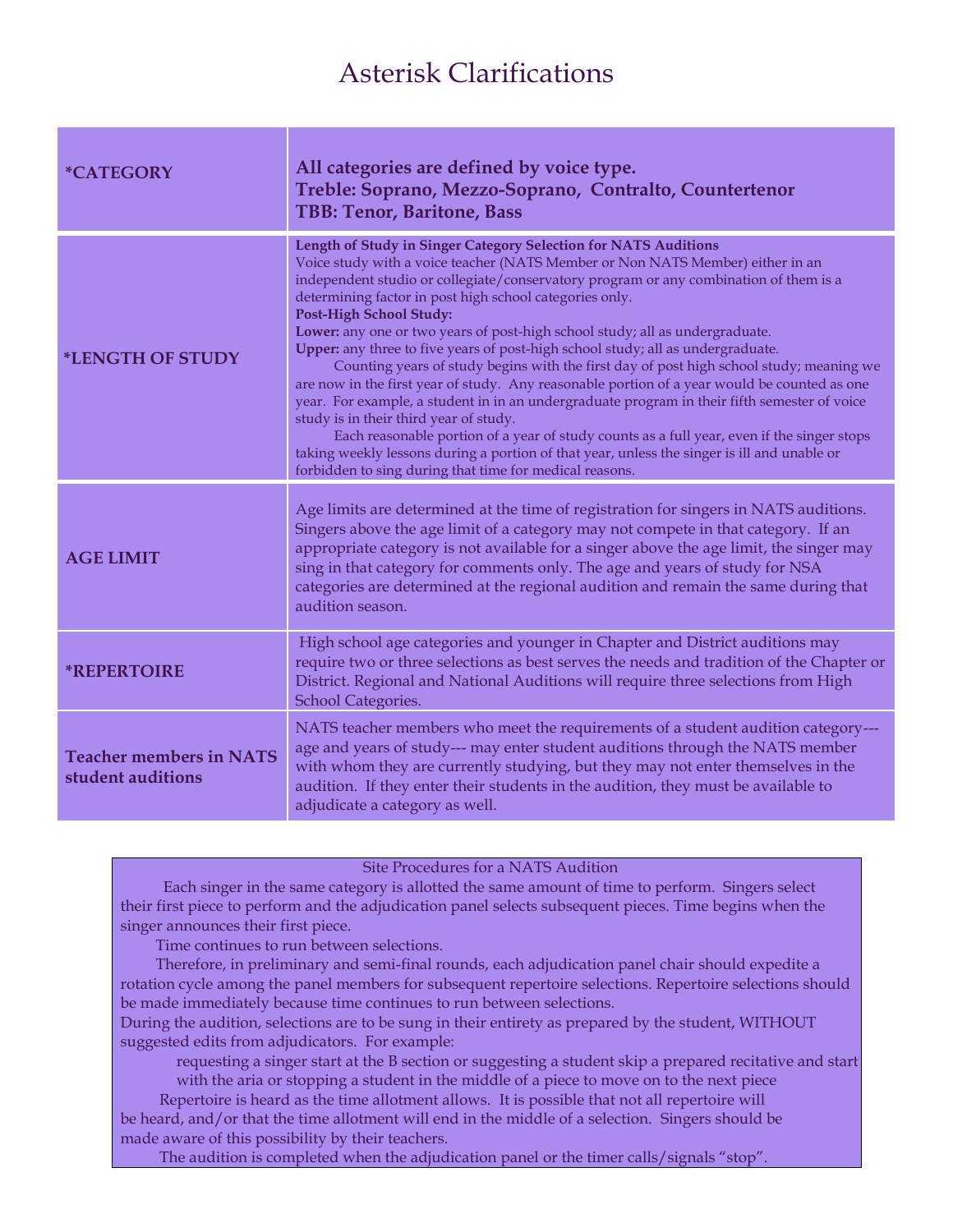# Asterisk Clarifications

| | |
|---|---|
| ***CATEGORY** | **All categories are defined by voice type.**<br>**Treble: Soprano, Mezzo-Soprano, Contralto, Countertenor**<br>**TBB: Tenor, Baritone, Bass** |
| ***LENGTH OF STUDY** | **Length of Study in Singer Category Selection for NATS Auditions**<br>Voice study with a voice teacher (NATS Member or Non NATS Member) either in an independent studio or collegiate/conservatory program or any combination of them is a determining factor in post high school categories only.<br>**Post-High School Study:**<br>**Lower:** any one or two years of post-high school study; all as undergraduate.<br>**Upper:** any three to five years of post-high school study; all as undergraduate.<br>Counting years of study begins with the first day of post high school study; meaning we are now in the first year of study. Any reasonable portion of a year would be counted as one year. For example, a student in in an undergraduate program in their fifth semester of voice study is in their third year of study.<br>Each reasonable portion of a year of study counts as a full year, even if the singer stops taking weekly lessons during a portion of that year, unless the singer is ill and unable or forbidden to sing during that time for medical reasons. |
| **AGE LIMIT** | Age limits are determined at the time of registration for singers in NATS auditions. Singers above the age limit of a category may not compete in that category. If an appropriate category is not available for a singer above the age limit, the singer may sing in that category for comments only. The age and years of study for NSA categories are determined at the regional audition and remain the same during that audition season. |
| ***REPERTOIRE** | High school age categories and younger in Chapter and District auditions may require two or three selections as best serves the needs and tradition of the Chapter or District. Regional and National Auditions will require three selections from High School Categories. |
| **Teacher members in NATS student auditions** | NATS teacher members who meet the requirements of a student audition category---age and years of study--- may enter student auditions through the NATS member with whom they are currently studying, but they may not enter themselves in the audition. If they enter their students in the audition, they must be available to adjudicate a category as well. |

Site Procedures for a NATS Audition

Each singer in the same category is allotted the same amount of time to perform. Singers select their first piece to perform and the adjudication panel selects subsequent pieces. Time begins when the singer announces their first piece.

Time continues to run between selections.

Therefore, in preliminary and semi-final rounds, each adjudication panel chair should expedite a rotation cycle among the panel members for subsequent repertoire selections. Repertoire selections should be made immediately because time continues to run between selections.

During the audition, selections are to be sung in their entirety as prepared by the student, WITHOUT suggested edits from adjudicators. For example:

requesting a singer start at the B section or suggesting a student skip a prepared recitative and start with the aria or stopping a student in the middle of a piece to move on to the next piece

Repertoire is heard as the time allotment allows. It is possible that not all repertoire will be heard, and/or that the time allotment will end in the middle of a selection. Singers should be made aware of this possibility by their teachers.

The audition is completed when the adjudication panel or the timer calls/signals "stop".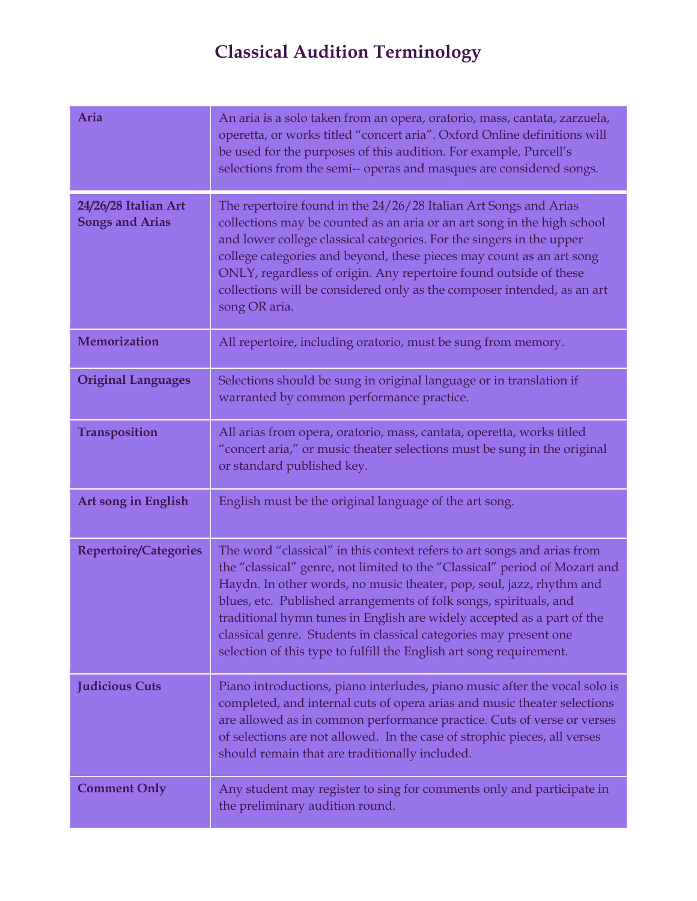# Classical Audition Terminology

| | |
|---|---|
| **Aria** | An aria is a solo taken from an opera, oratorio, mass, cantata, zarzuela, operetta, or works titled "concert aria". Oxford Online definitions will be used for the purposes of this audition. For example, Purcell's selections from the semi-- operas and masques are considered songs. |
| **24/26/28 Italian Art Songs and Arias** | The repertoire found in the 24/26/28 Italian Art Songs and Arias collections may be counted as an aria or an art song in the high school and lower college classical categories. For the singers in the upper college categories and beyond, these pieces may count as an art song ONLY, regardless of origin. Any repertoire found outside of these collections will be considered only as the composer intended, as an art song OR aria. |
| **Memorization** | All repertoire, including oratorio, must be sung from memory. |
| **Original Languages** | Selections should be sung in original language or in translation if warranted by common performance practice. |
| **Transposition** | All arias from opera, oratorio, mass, cantata, operetta, works titled "concert aria," or music theater selections must be sung in the original or standard published key. |
| **Art song in English** | English must be the original language of the art song. |
| **Repertoire/Categories** | The word "classical" in this context refers to art songs and arias from the "classical" genre, not limited to the "Classical" period of Mozart and Haydn. In other words, no music theater, pop, soul, jazz, rhythm and blues, etc. Published arrangements of folk songs, spirituals, and traditional hymn tunes in English are widely accepted as a part of the classical genre. Students in classical categories may present one selection of this type to fulfill the English art song requirement. |
| **Judicious Cuts** | Piano introductions, piano interludes, piano music after the vocal solo is completed, and internal cuts of opera arias and music theater selections are allowed as in common performance practice. Cuts of verse or verses of selections are not allowed. In the case of strophic pieces, all verses should remain that are traditionally included. |
| **Comment Only** | Any student may register to sing for comments only and participate in the preliminary audition round. |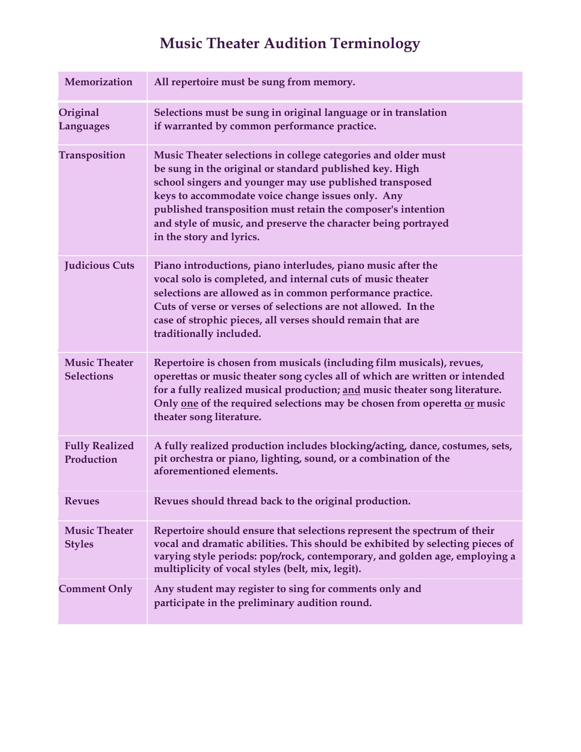# Music Theater Audition Terminology

| | |
|---|---|
| **Memorization** | **All repertoire must be sung from memory.** |
| **Original Languages** | **Selections must be sung in original language or in translation if warranted by common performance practice.** |
| **Transposition** | **Music Theater selections in college categories and older must be sung in the original or standard published key. High school singers and younger may use published transposed keys to accommodate voice change issues only. Any published transposition must retain the composer's intention and style of music, and preserve the character being portrayed in the story and lyrics.** |
| **Judicious Cuts** | **Piano introductions, piano interludes, piano music after the vocal solo is completed, and internal cuts of music theater selections are allowed as in common performance practice. Cuts of verse or verses of selections are not allowed. In the case of strophic pieces, all verses should remain that are traditionally included.** |
| **Music Theater Selections** | **Repertoire is chosen from musicals (including film musicals), revues, operettas or music theater song cycles all of which are written or intended for a fully realized musical production; <u>and</u> music theater song literature. Only <u>one</u> of the required selections may be chosen from operetta <u>or</u> music theater song literature.** |
| **Fully Realized Production** | **A fully realized production includes blocking/acting, dance, costumes, sets, pit orchestra or piano, lighting, sound, or a combination of the aforementioned elements.** |
| **Revues** | **Revues should thread back to the original production.** |
| **Music Theater Styles** | **Repertoire should ensure that selections represent the spectrum of their vocal and dramatic abilities. This should be exhibited by selecting pieces of varying style periods: pop/rock, contemporary, and golden age, employing a multiplicity of vocal styles (belt, mix, legit).** |
| **Comment Only** | **Any student may register to sing for comments only and participate in the preliminary audition round.** |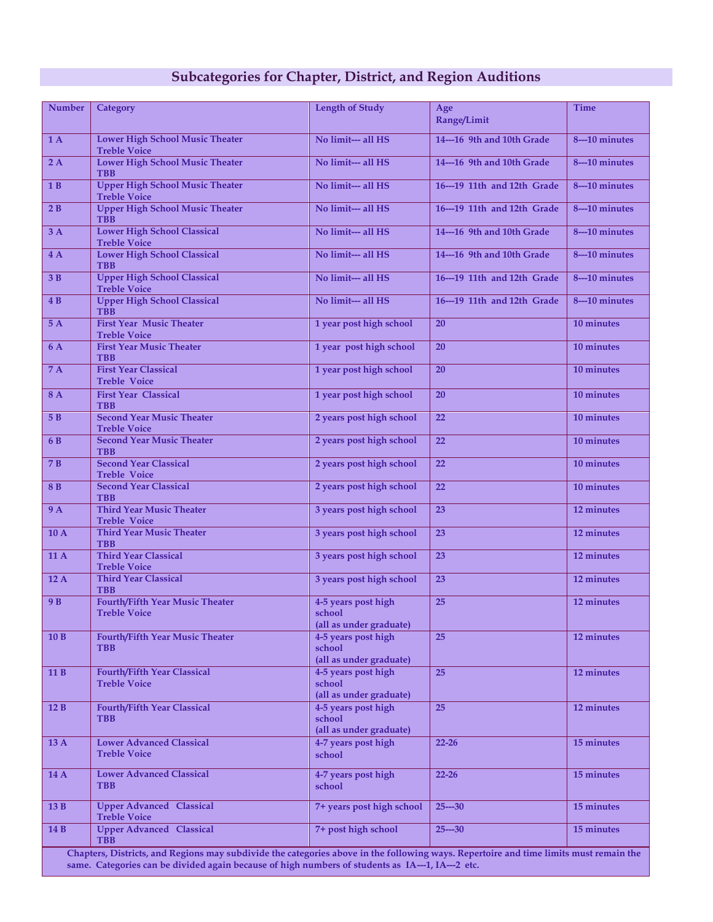## Subcategories for Chapter, District, and Region Auditions

| Number | Category | Length of Study | Age Range/Limit | Time |
|---|---|---|---|---|
| 1 A | Lower High School Music Theater Treble Voice | No limit--- all HS | 14---16 9th and 10th Grade | 8---10 minutes |
| 2 A | Lower High School Music Theater TBB | No limit--- all HS | 14---16 9th and 10th Grade | 8---10 minutes |
| 1 B | Upper High School Music Theater Treble Voice | No limit--- all HS | 16---19 11th and 12th Grade | 8---10 minutes |
| 2 B | Upper High School Music Theater TBB | No limit--- all HS | 16---19 11th and 12th Grade | 8---10 minutes |
| 3 A | Lower High School Classical Treble Voice | No limit--- all HS | 14---16 9th and 10th Grade | 8---10 minutes |
| 4 A | Lower High School Classical TBB | No limit--- all HS | 14---16 9th and 10th Grade | 8---10 minutes |
| 3 B | Upper High School Classical Treble Voice | No limit--- all HS | 16---19 11th and 12th Grade | 8---10 minutes |
| 4 B | Upper High School Classical TBB | No limit--- all HS | 16---19 11th and 12th Grade | 8---10 minutes |
| 5 A | First Year Music Theater Treble Voice | 1 year post high school | 20 | 10 minutes |
| 6 A | First Year Music Theater TBB | 1 year post high school | 20 | 10 minutes |
| 7 A | First Year Classical Treble Voice | 1 year post high school | 20 | 10 minutes |
| 8 A | First Year Classical TBB | 1 year post high school | 20 | 10 minutes |
| 5 B | Second Year Music Theater Treble Voice | 2 years post high school | 22 | 10 minutes |
| 6 B | Second Year Music Theater TBB | 2 years post high school | 22 | 10 minutes |
| 7 B | Second Year Classical Treble Voice | 2 years post high school | 22 | 10 minutes |
| 8 B | Second Year Classical TBB | 2 years post high school | 22 | 10 minutes |
| 9 A | Third Year Music Theater Treble Voice | 3 years post high school | 23 | 12 minutes |
| 10 A | Third Year Music Theater TBB | 3 years post high school | 23 | 12 minutes |
| 11 A | Third Year Classical Treble Voice | 3 years post high school | 23 | 12 minutes |
| 12 A | Third Year Classical TBB | 3 years post high school | 23 | 12 minutes |
| 9 B | Fourth/Fifth Year Music Theater Treble Voice | 4-5 years post high school (all as under graduate) | 25 | 12 minutes |
| 10 B | Fourth/Fifth Year Music Theater TBB | 4-5 years post high school (all as under graduate) | 25 | 12 minutes |
| 11 B | Fourth/Fifth Year Classical Treble Voice | 4-5 years post high school (all as under graduate) | 25 | 12 minutes |
| 12 B | Fourth/Fifth Year Classical TBB | 4-5 years post high school (all as under graduate) | 25 | 12 minutes |
| 13 A | Lower Advanced Classical Treble Voice | 4-7 years post high school | 22-26 | 15 minutes |
| 14 A | Lower Advanced Classical TBB | 4-7 years post high school | 22-26 | 15 minutes |
| 13 B | Upper Advanced Classical Treble Voice | 7+ years post high school | 25---30 | 15 minutes |
| 14 B | Upper Advanced Classical TBB | 7+ post high school | 25---30 | 15 minutes |

Chapters, Districts, and Regions may subdivide the categories above in the following ways. Repertoire and time limits must remain the same. Categories can be divided again because of high numbers of students as IA---1, IA---2 etc.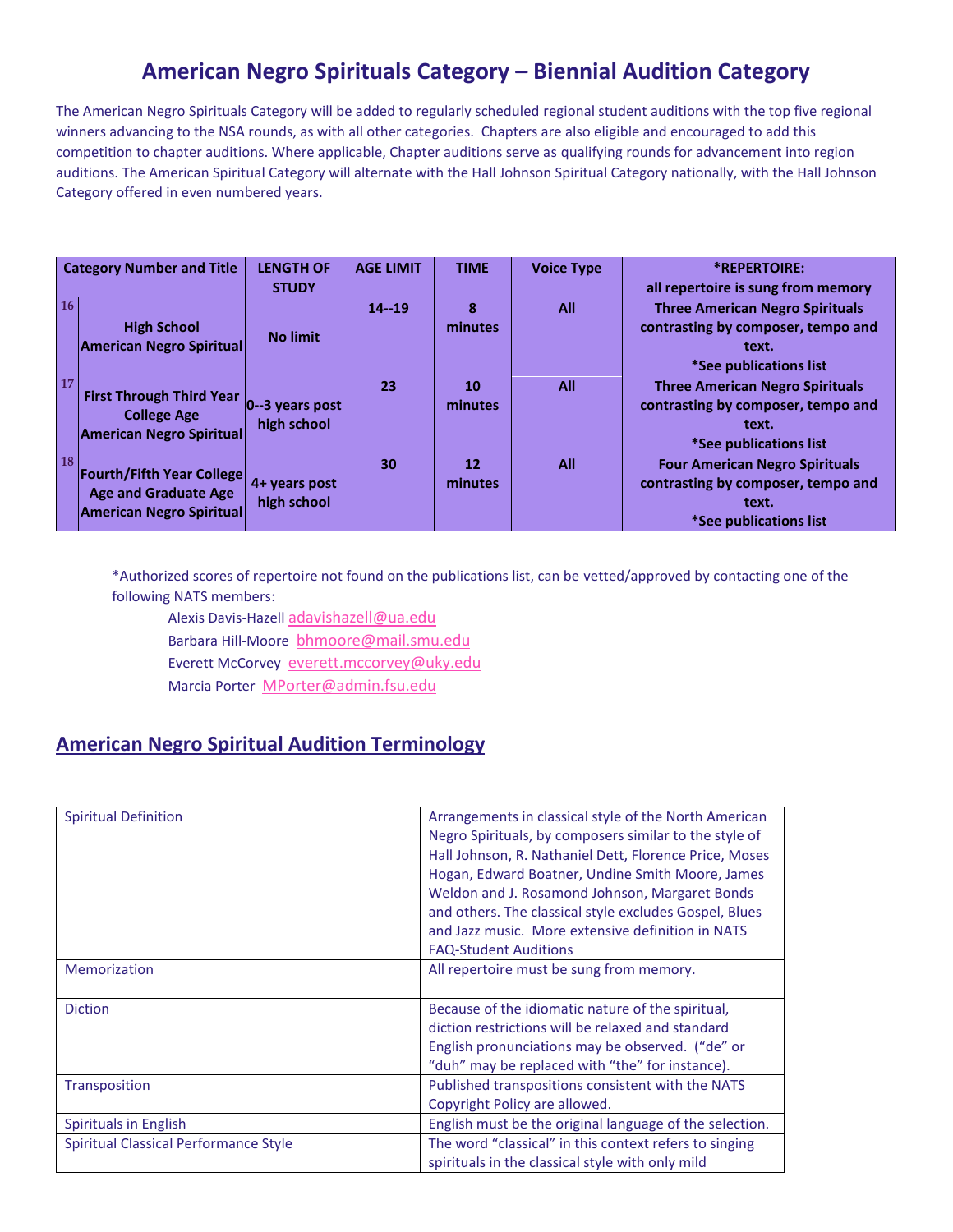# American Negro Spirituals Category – Biennial Audition Category

The American Negro Spirituals Category will be added to regularly scheduled regional student auditions with the top five regional winners advancing to the NSA rounds, as with all other categories. Chapters are also eligible and encouraged to add this competition to chapter auditions. Where applicable, Chapter auditions serve as qualifying rounds for advancement into region auditions. The American Spiritual Category will alternate with the Hall Johnson Spiritual Category nationally, with the Hall Johnson Category offered in even numbered years.

| Category Number and Title | | LENGTH OF STUDY | AGE LIMIT | TIME | Voice Type | *REPERTOIRE: all repertoire is sung from memory |
|---|---|---|---|---|---|---|
| 16 | **High School American Negro Spiritual** | **No limit** | **14--19** | **8 minutes** | **All** | **Three American Negro Spirituals contrasting by composer, tempo and text. *See publications list** |
| 17 | **First Through Third Year College Age American Negro Spiritual** | **0--3 years post high school** | **23** | **10 minutes** | **All** | **Three American Negro Spirituals contrasting by composer, tempo and text. *See publications list** |
| 18 | **Fourth/Fifth Year College Age and Graduate Age American Negro Spiritual** | **4+ years post high school** | **30** | **12 minutes** | **All** | **Four American Negro Spirituals contrasting by composer, tempo and text. *See publications list** |

*Authorized scores of repertoire not found on the publications list, can be vetted/approved by contacting one of the following NATS members:

Alexis Davis-Hazell adavishazell@ua.edu
Barbara Hill-Moore bhmoore@mail.smu.edu
Everett McCorvey everett.mccorvey@uky.edu
Marcia Porter MPorter@admin.fsu.edu

## American Negro Spiritual Audition Terminology

| | |
|---|---|
| Spiritual Definition | Arrangements in classical style of the North American Negro Spirituals, by composers similar to the style of Hall Johnson, R. Nathaniel Dett, Florence Price, Moses Hogan, Edward Boatner, Undine Smith Moore, James Weldon and J. Rosamond Johnson, Margaret Bonds and others. The classical style excludes Gospel, Blues and Jazz music. More extensive definition in NATS FAQ-Student Auditions |
| Memorization | All repertoire must be sung from memory. |
| Diction | Because of the idiomatic nature of the spiritual, diction restrictions will be relaxed and standard English pronunciations may be observed. ("de" or "duh" may be replaced with "the" for instance). |
| Transposition | Published transpositions consistent with the NATS Copyright Policy are allowed. |
| Spirituals in English | English must be the original language of the selection. |
| Spiritual Classical Performance Style | The word "classical" in this context refers to singing spirituals in the classical style with only mild |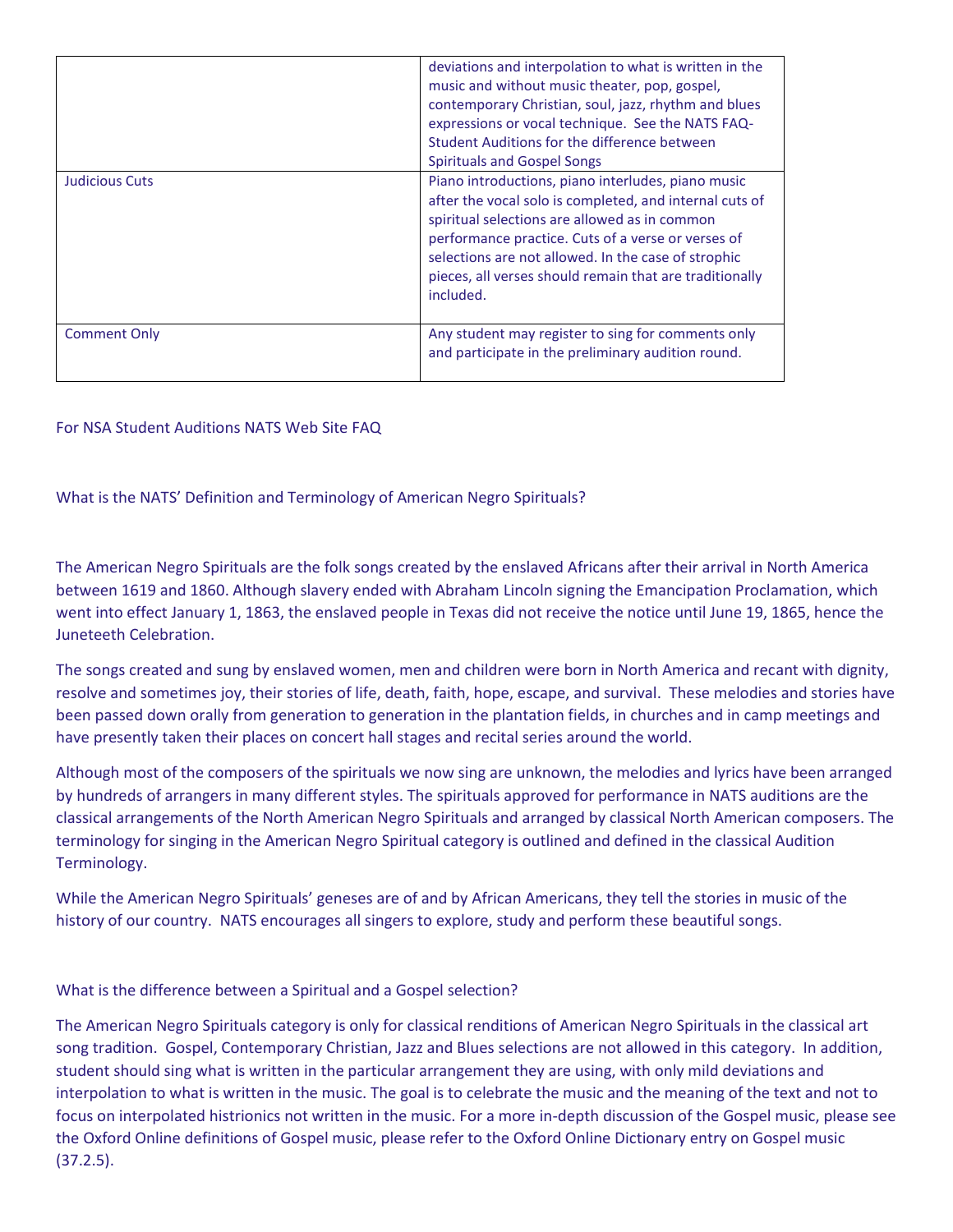| | |
|---|---|
| | deviations and interpolation to what is written in the music and without music theater, pop, gospel, contemporary Christian, soul, jazz, rhythm and blues expressions or vocal technique. See the NATS FAQ-Student Auditions for the difference between Spirituals and Gospel Songs |
| Judicious Cuts | Piano introductions, piano interludes, piano music after the vocal solo is completed, and internal cuts of spiritual selections are allowed as in common performance practice. Cuts of a verse or verses of selections are not allowed. In the case of strophic pieces, all verses should remain that are traditionally included. |
| Comment Only | Any student may register to sing for comments only and participate in the preliminary audition round. |

For NSA Student Auditions NATS Web Site FAQ

What is the NATS' Definition and Terminology of American Negro Spirituals?

The American Negro Spirituals are the folk songs created by the enslaved Africans after their arrival in North America between 1619 and 1860. Although slavery ended with Abraham Lincoln signing the Emancipation Proclamation, which went into effect January 1, 1863, the enslaved people in Texas did not receive the notice until June 19, 1865, hence the Juneteeth Celebration.

The songs created and sung by enslaved women, men and children were born in North America and recant with dignity, resolve and sometimes joy, their stories of life, death, faith, hope, escape, and survival. These melodies and stories have been passed down orally from generation to generation in the plantation fields, in churches and in camp meetings and have presently taken their places on concert hall stages and recital series around the world.

Although most of the composers of the spirituals we now sing are unknown, the melodies and lyrics have been arranged by hundreds of arrangers in many different styles. The spirituals approved for performance in NATS auditions are the classical arrangements of the North American Negro Spirituals and arranged by classical North American composers. The terminology for singing in the American Negro Spiritual category is outlined and defined in the classical Audition Terminology.

While the American Negro Spirituals' geneses are of and by African Americans, they tell the stories in music of the history of our country. NATS encourages all singers to explore, study and perform these beautiful songs.

What is the difference between a Spiritual and a Gospel selection?

The American Negro Spirituals category is only for classical renditions of American Negro Spirituals in the classical art song tradition. Gospel, Contemporary Christian, Jazz and Blues selections are not allowed in this category. In addition, student should sing what is written in the particular arrangement they are using, with only mild deviations and interpolation to what is written in the music. The goal is to celebrate the music and the meaning of the text and not to focus on interpolated histrionics not written in the music. For a more in-depth discussion of the Gospel music, please see the Oxford Online definitions of Gospel music, please refer to the Oxford Online Dictionary entry on Gospel music (37.2.5).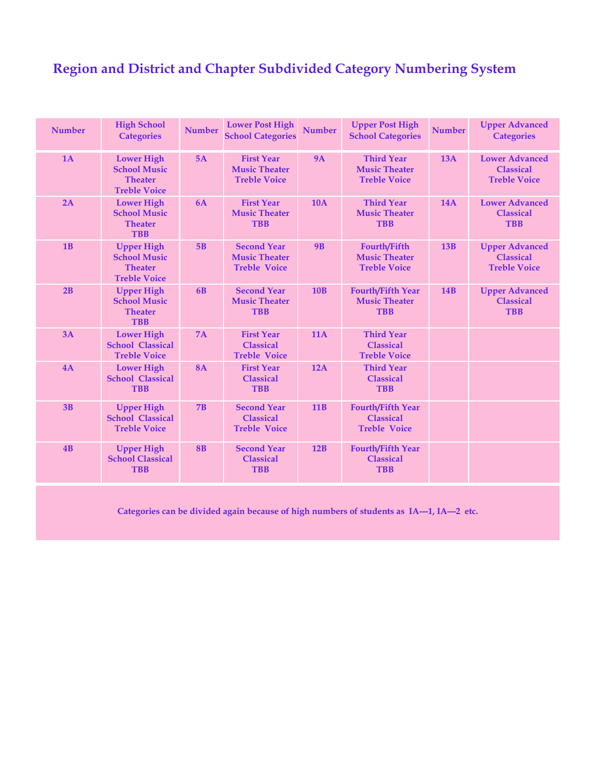# Region and District and Chapter Subdivided Category Numbering System

| Number | High School Categories | Number | Lower Post High School Categories | Number | Upper Post High School Categories | Number | Upper Advanced Categories |
|---|---|---|---|---|---|---|---|
| 1A | Lower High School Music Theater Treble Voice | 5A | First Year Music Theater Treble Voice | 9A | Third Year Music Theater Treble Voice | 13A | Lower Advanced Classical Treble Voice |
| 2A | Lower High School Music Theater TBB | 6A | First Year Music Theater TBB | 10A | Third Year Music Theater TBB | 14A | Lower Advanced Classical TBB |
| 1B | Upper High School Music Theater Treble Voice | 5B | Second Year Music Theater Treble Voice | 9B | Fourth/Fifth Music Theater Treble Voice | 13B | Upper Advanced Classical Treble Voice |
| 2B | Upper High School Music Theater TBB | 6B | Second Year Music Theater TBB | 10B | Fourth/Fifth Year Music Theater TBB | 14B | Upper Advanced Classical TBB |
| 3A | Lower High School Classical Treble Voice | 7A | First Year Classical Treble Voice | 11A | Third Year Classical Treble Voice | | |
| 4A | Lower High School Classical TBB | 8A | First Year Classical TBB | 12A | Third Year Classical TBB | | |
| 3B | Upper High School Classical Treble Voice | 7B | Second Year Classical Treble Voice | 11B | Fourth/Fifth Year Classical Treble Voice | | |
| 4B | Upper High School Classical TBB | 8B | Second Year Classical TBB | 12B | Fourth/Fifth Year Classical TBB | | |

Categories can be divided again because of high numbers of students as IA---1, IA---2 etc.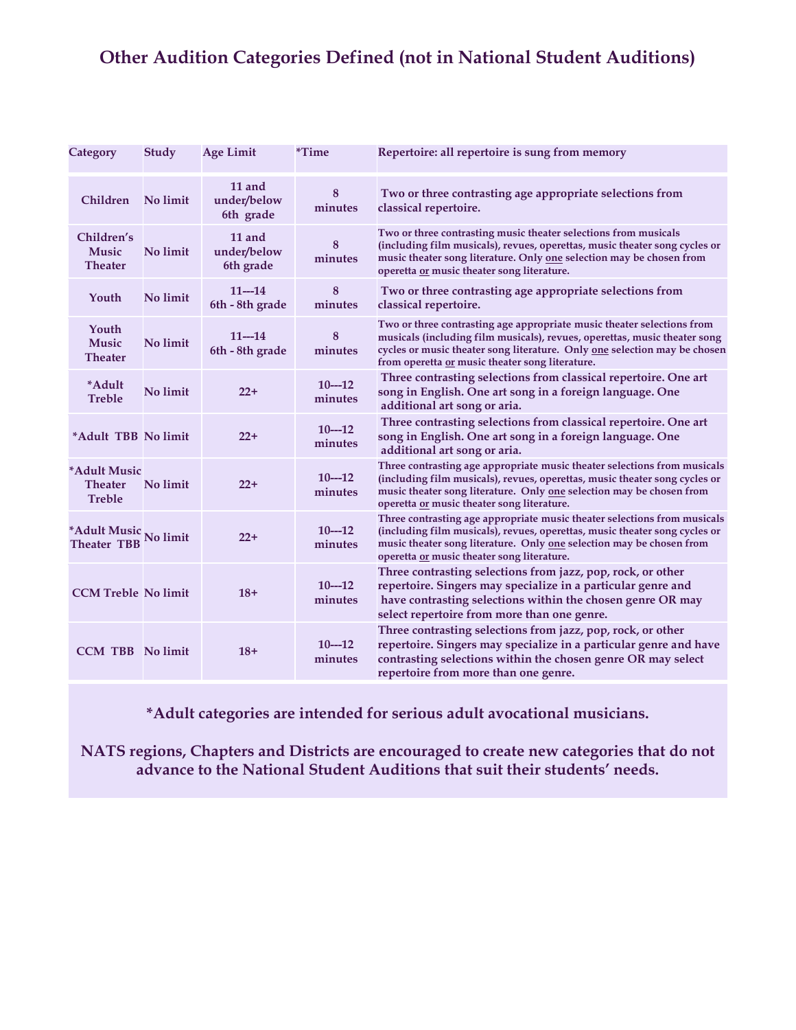# Other Audition Categories Defined (not in National Student Auditions)

| Category | Study | Age Limit | *Time | Repertoire: all repertoire is sung from memory |
|---|---|---|---|---|
| Children | No limit | 11 and under/below 6th grade | 8 minutes | Two or three contrasting age appropriate selections from classical repertoire. |
| Children's Music Theater | No limit | 11 and under/below 6th grade | 8 minutes | Two or three contrasting music theater selections from musicals (including film musicals), revues, operettas, music theater song cycles or music theater song literature. Only one selection may be chosen from operetta or music theater song literature. |
| Youth | No limit | 11---14 6th - 8th grade | 8 minutes | Two or three contrasting age appropriate selections from classical repertoire. |
| Youth Music Theater | No limit | 11---14 6th - 8th grade | 8 minutes | Two or three contrasting age appropriate music theater selections from musicals (including film musicals), revues, operettas, music theater song cycles or music theater song literature. Only one selection may be chosen from operetta or music theater song literature. |
| *Adult Treble | No limit | 22+ | 10---12 minutes | Three contrasting selections from classical repertoire. One art song in English. One art song in a foreign language. One additional art song or aria. |
| *Adult TBB | No limit | 22+ | 10---12 minutes | Three contrasting selections from classical repertoire. One art song in English. One art song in a foreign language. One additional art song or aria. |
| *Adult Music Theater Treble | No limit | 22+ | 10---12 minutes | Three contrasting age appropriate music theater selections from musicals (including film musicals), revues, operettas, music theater song cycles or music theater song literature. Only one selection may be chosen from operetta or music theater song literature. |
| *Adult Music Theater TBB | No limit | 22+ | 10---12 minutes | Three contrasting age appropriate music theater selections from musicals (including film musicals), revues, operettas, music theater song cycles or music theater song literature. Only one selection may be chosen from operetta or music theater song literature. |
| CCM Treble | No limit | 18+ | 10---12 minutes | Three contrasting selections from jazz, pop, rock, or other repertoire. Singers may specialize in a particular genre and have contrasting selections within the chosen genre OR may select repertoire from more than one genre. |
| CCM TBB | No limit | 18+ | 10---12 minutes | Three contrasting selections from jazz, pop, rock, or other repertoire. Singers may specialize in a particular genre and have contrasting selections within the chosen genre OR may select repertoire from more than one genre. |

**\*Adult categories are intended for serious adult avocational musicians.**

**NATS regions, Chapters and Districts are encouraged to create new categories that do not advance to the National Student Auditions that suit their students' needs.**